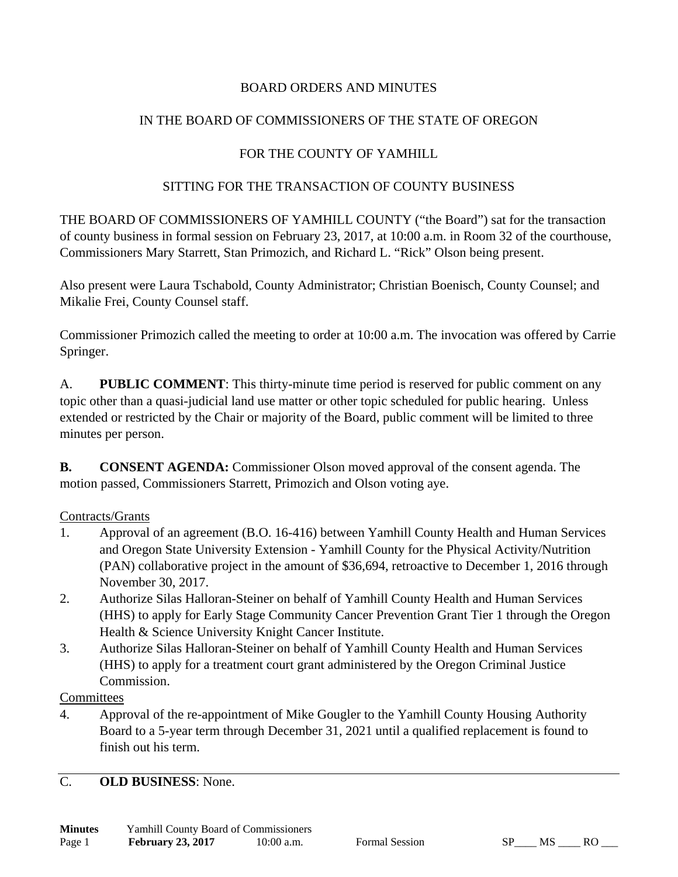BOARD ORDERS AND MINUTES

IN THE BOARD OF COMMISSIONERS OF THE STATE OF OREGON

FOR THE COUNTY OF YAMHILL

SITTING FOR THE TRANSACTION OF COUNTY BUSINESS

THE BOARD OF COMMISSIONERS OF YAMHILL COUNTY ("the Board") sat for the transaction of county business in formal session on February 23, 2017, at 10:00 a.m. in Room 32 of the courthouse, Commissioners Mary Starrett, Stan Primozich, and Richard L. "Rick" Olson being present.

Also present were Laura Tschabold, County Administrator; Christian Boenisch, County Counsel; and Mikalie Frei, County Counsel staff.

Commissioner Primozich called the meeting to order at 10:00 a.m. The invocation was offered by Carrie Springer.

A. **PUBLIC COMMENT**: This thirty-minute time period is reserved for public comment on any topic other than a quasi-judicial land use matter or other topic scheduled for public hearing. Unless extended or restricted by the Chair or majority of the Board, public comment will be limited to three minutes per person.

**B. CONSENT AGENDA:** Commissioner Olson moved approval of the consent agenda. The motion passed, Commissioners Starrett, Primozich and Olson voting aye.

Contracts/Grants

1. Approval of an agreement (B.O. 16-416) between Yamhill County Health and Human Services and Oregon State University Extension - Yamhill County for the Physical Activity/Nutrition (PAN) collaborative project in the amount of $36,694, retroactive to December 1, 2016 through November 30, 2017.
2. Authorize Silas Halloran-Steiner on behalf of Yamhill County Health and Human Services (HHS) to apply for Early Stage Community Cancer Prevention Grant Tier 1 through the Oregon Health & Science University Knight Cancer Institute.
3. Authorize Silas Halloran-Steiner on behalf of Yamhill County Health and Human Services (HHS) to apply for a treatment court grant administered by the Oregon Criminal Justice Commission.

Committees

4. Approval of the re-appointment of Mike Gougler to the Yamhill County Housing Authority Board to a 5-year term through December 31, 2021 until a qualified replacement is found to finish out his term.

---

C. **OLD BUSINESS**: None.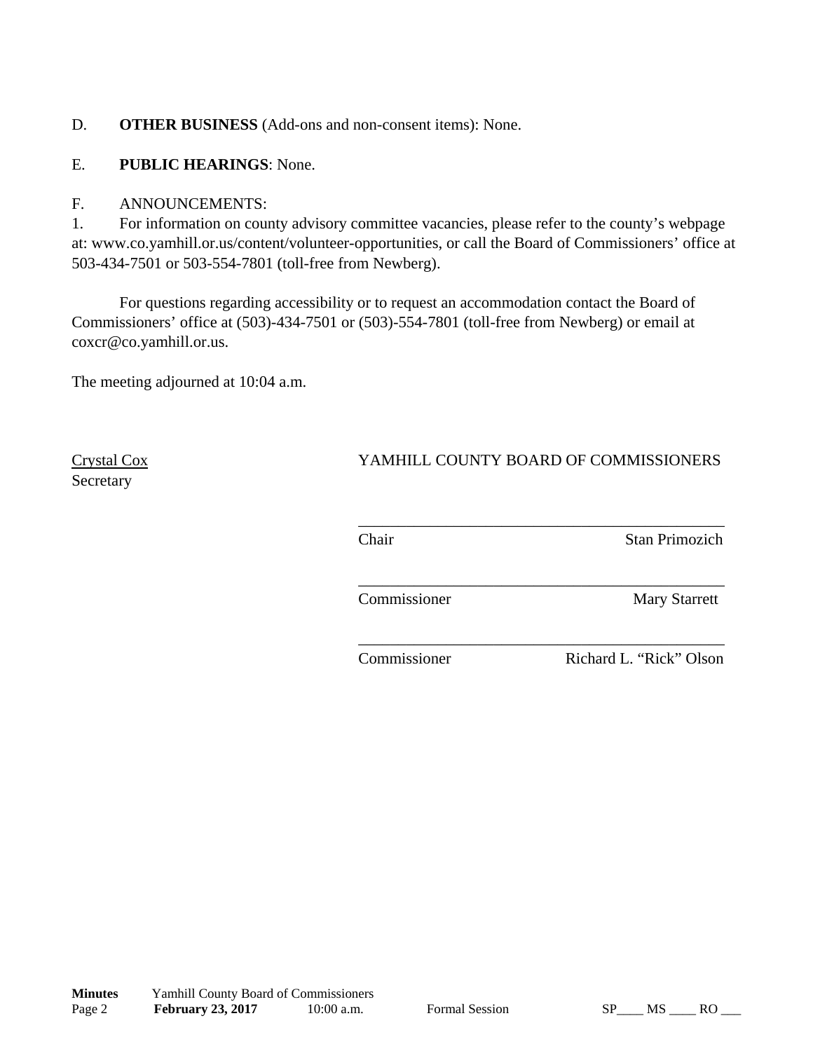D. **OTHER BUSINESS** (Add-ons and non-consent items): None.

E. **PUBLIC HEARINGS**: None.

F. ANNOUNCEMENTS:

1. For information on county advisory committee vacancies, please refer to the county's webpage at: www.co.yamhill.or.us/content/volunteer-opportunities, or call the Board of Commissioners' office at 503-434-7501 or 503-554-7801 (toll-free from Newberg).

For questions regarding accessibility or to request an accommodation contact the Board of Commissioners' office at (503)-434-7501 or (503)-554-7801 (toll-free from Newberg) or email at coxcr@co.yamhill.or.us.

The meeting adjourned at 10:04 a.m.

Crystal Cox
Secretary

YAMHILL COUNTY BOARD OF COMMISSIONERS

_______________________________________________
Chair Stan Primozich

_______________________________________________
Commissioner Mary Starrett

_______________________________________________
Commissioner Richard L. "Rick" Olson